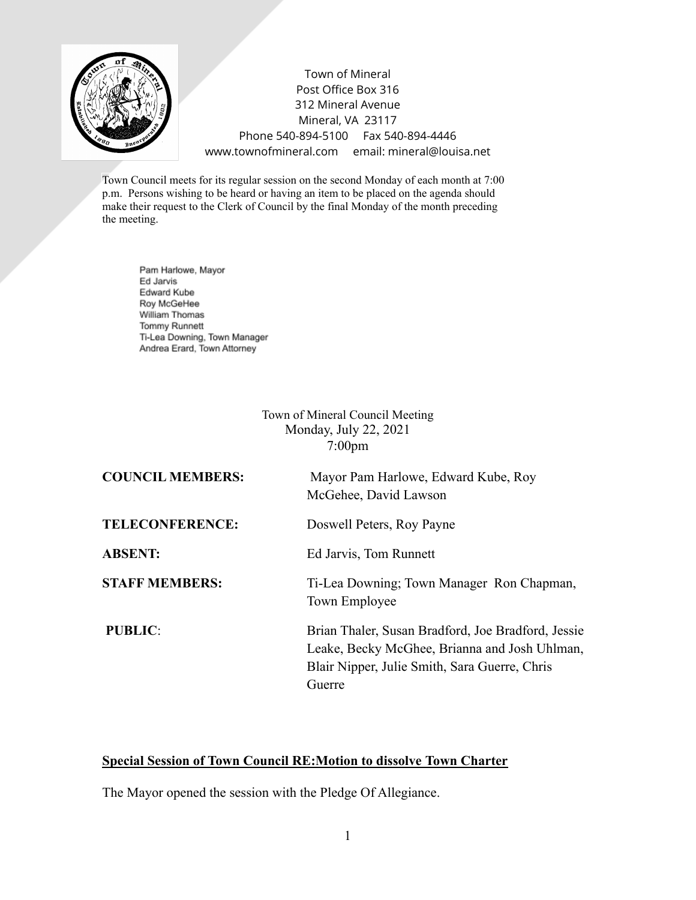Town of Mineral
Post Office Box 316
312 Mineral Avenue
Mineral, VA 23117
Phone 540-894-5100 Fax 540-894-4446
www.townofmineral.com email: mineral@louisa.net

Town Council meets for its regular session on the second Monday of each month at 7:00 p.m. Persons wishing to be heard or having an item to be placed on the agenda should make their request to the Clerk of Council by the final Monday of the month preceding the meeting.

Pam Harlowe, Mayor
Ed Jarvis
Edward Kube
Roy McGeHee
William Thomas
Tommy Runnett
Ti-Lea Downing, Town Manager
Andrea Erard, Town Attorney

Town of Mineral Council Meeting
Monday, July 22, 2021
7:00pm

**COUNCIL MEMBERS:** Mayor Pam Harlowe, Edward Kube, Roy McGehee, David Lawson

**TELECONFERENCE:** Doswell Peters, Roy Payne

**ABSENT:** Ed Jarvis, Tom Runnett

**STAFF MEMBERS:** Ti-Lea Downing; Town Manager Ron Chapman, Town Employee

**PUBLIC**: Brian Thaler, Susan Bradford, Joe Bradford, Jessie Leake, Becky McGhee, Brianna and Josh Uhlman, Blair Nipper, Julie Smith, Sara Guerre, Chris Guerre

**<u>Special Session of Town Council RE:Motion to dissolve Town Charter</u>**

The Mayor opened the session with the Pledge Of Allegiance.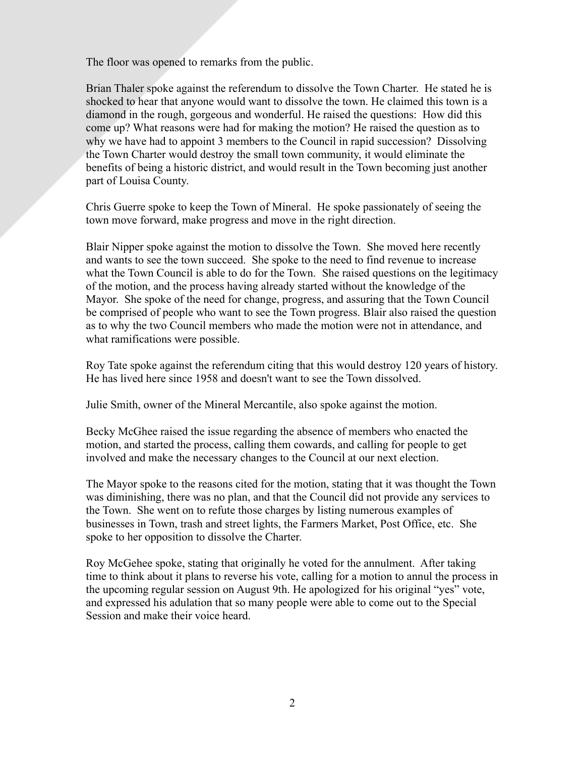The floor was opened to remarks from the public.

Brian Thaler spoke against the referendum to dissolve the Town Charter. He stated he is shocked to hear that anyone would want to dissolve the town. He claimed this town is a diamond in the rough, gorgeous and wonderful. He raised the questions: How did this come up? What reasons were had for making the motion? He raised the question as to why we have had to appoint 3 members to the Council in rapid succession? Dissolving the Town Charter would destroy the small town community, it would eliminate the benefits of being a historic district, and would result in the Town becoming just another part of Louisa County.

Chris Guerre spoke to keep the Town of Mineral. He spoke passionately of seeing the town move forward, make progress and move in the right direction.

Blair Nipper spoke against the motion to dissolve the Town. She moved here recently and wants to see the town succeed. She spoke to the need to find revenue to increase what the Town Council is able to do for the Town. She raised questions on the legitimacy of the motion, and the process having already started without the knowledge of the Mayor. She spoke of the need for change, progress, and assuring that the Town Council be comprised of people who want to see the Town progress. Blair also raised the question as to why the two Council members who made the motion were not in attendance, and what ramifications were possible.

Roy Tate spoke against the referendum citing that this would destroy 120 years of history. He has lived here since 1958 and doesn't want to see the Town dissolved.

Julie Smith, owner of the Mineral Mercantile, also spoke against the motion.

Becky McGhee raised the issue regarding the absence of members who enacted the motion, and started the process, calling them cowards, and calling for people to get involved and make the necessary changes to the Council at our next election.

The Mayor spoke to the reasons cited for the motion, stating that it was thought the Town was diminishing, there was no plan, and that the Council did not provide any services to the Town. She went on to refute those charges by listing numerous examples of businesses in Town, trash and street lights, the Farmers Market, Post Office, etc. She spoke to her opposition to dissolve the Charter.

Roy McGehee spoke, stating that originally he voted for the annulment. After taking time to think about it plans to reverse his vote, calling for a motion to annul the process in the upcoming regular session on August 9th. He apologized for his original "yes" vote, and expressed his adulation that so many people were able to come out to the Special Session and make their voice heard.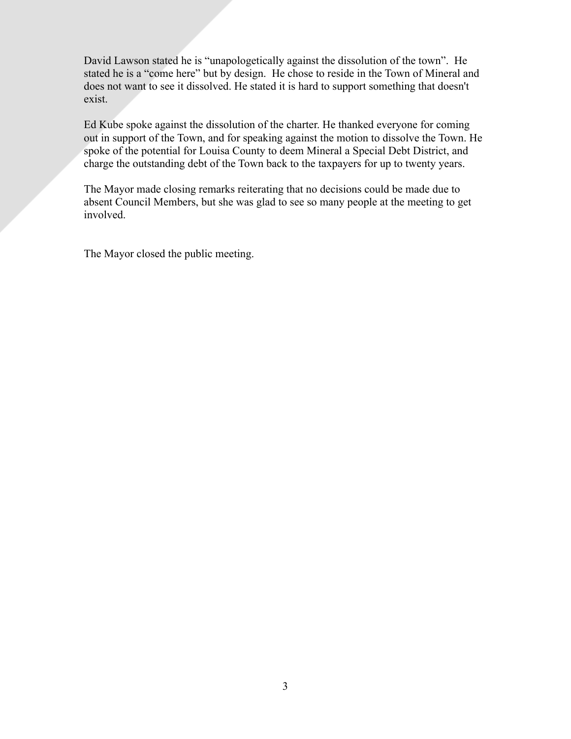David Lawson stated he is "unapologetically against the dissolution of the town". He stated he is a "come here" but by design. He chose to reside in the Town of Mineral and does not want to see it dissolved. He stated it is hard to support something that doesn't exist.

Ed Kube spoke against the dissolution of the charter. He thanked everyone for coming out in support of the Town, and for speaking against the motion to dissolve the Town. He spoke of the potential for Louisa County to deem Mineral a Special Debt District, and charge the outstanding debt of the Town back to the taxpayers for up to twenty years.

The Mayor made closing remarks reiterating that no decisions could be made due to absent Council Members, but she was glad to see so many people at the meeting to get involved.

The Mayor closed the public meeting.